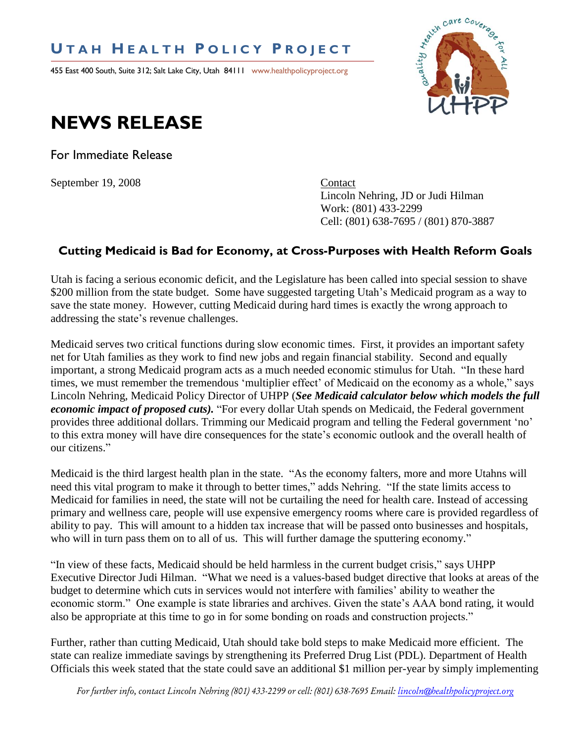# UTAH HEALTH POLICY PROJECT

455 East 400 South, Suite 312; Salt Lake City, Utah 84111 www.healthpolicyproject.org

# NEWS RELEASE

For Immediate Release

September 19, 2008

Contact
Lincoln Nehring, JD or Judi Hilman
Work: (801) 433-2299
Cell: (801) 638-7695 / (801) 870-3887

## Cutting Medicaid is Bad for Economy, at Cross-Purposes with Health Reform Goals

Utah is facing a serious economic deficit, and the Legislature has been called into special session to shave $200 million from the state budget. Some have suggested targeting Utah's Medicaid program as a way to save the state money. However, cutting Medicaid during hard times is exactly the wrong approach to addressing the state's revenue challenges.

Medicaid serves two critical functions during slow economic times. First, it provides an important safety net for Utah families as they work to find new jobs and regain financial stability. Second and equally important, a strong Medicaid program acts as a much needed economic stimulus for Utah. "In these hard times, we must remember the tremendous 'multiplier effect' of Medicaid on the economy as a whole," says Lincoln Nehring, Medicaid Policy Director of UHPP (***See Medicaid calculator below which models the full economic impact of proposed cuts).*** "For every dollar Utah spends on Medicaid, the Federal government provides three additional dollars. Trimming our Medicaid program and telling the Federal government 'no' to this extra money will have dire consequences for the state's economic outlook and the overall health of our citizens."

Medicaid is the third largest health plan in the state. "As the economy falters, more and more Utahns will need this vital program to make it through to better times," adds Nehring. "If the state limits access to Medicaid for families in need, the state will not be curtailing the need for health care. Instead of accessing primary and wellness care, people will use expensive emergency rooms where care is provided regardless of ability to pay. This will amount to a hidden tax increase that will be passed onto businesses and hospitals, who will in turn pass them on to all of us. This will further damage the sputtering economy."

"In view of these facts, Medicaid should be held harmless in the current budget crisis," says UHPP Executive Director Judi Hilman. "What we need is a values-based budget directive that looks at areas of the budget to determine which cuts in services would not interfere with families' ability to weather the economic storm." One example is state libraries and archives. Given the state's AAA bond rating, it would also be appropriate at this time to go in for some bonding on roads and construction projects."

Further, rather than cutting Medicaid, Utah should take bold steps to make Medicaid more efficient. The state can realize immediate savings by strengthening its Preferred Drug List (PDL). Department of Health Officials this week stated that the state could save an additional $1 million per-year by simply implementing

*For further info, contact Lincoln Nehring (801) 433-2299 or cell: (801) 638-7695 Email: lincoln@healthpolicyproject.org*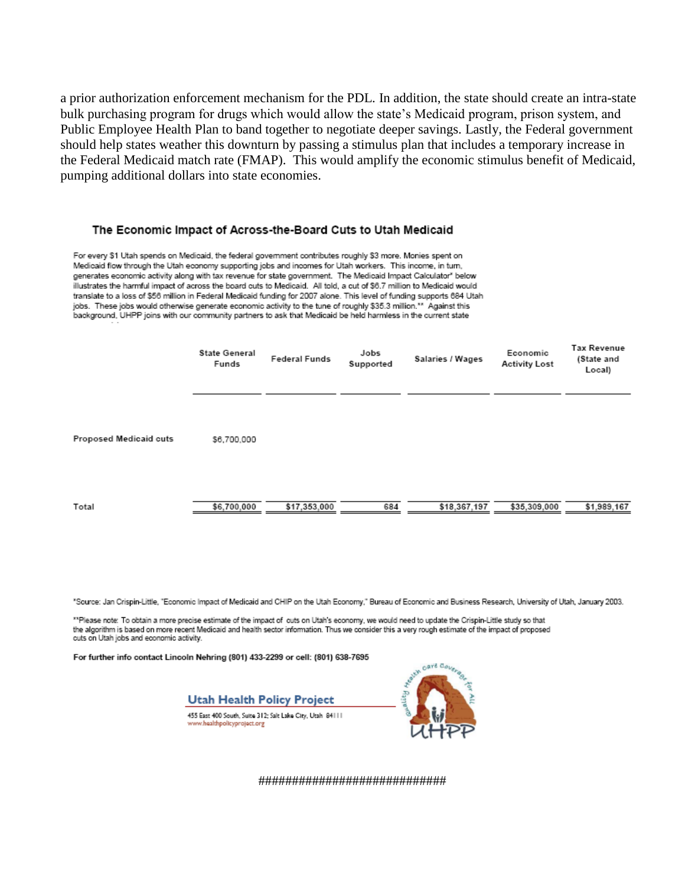a prior authorization enforcement mechanism for the PDL. In addition, the state should create an intra-state bulk purchasing program for drugs which would allow the state's Medicaid program, prison system, and Public Employee Health Plan to band together to negotiate deeper savings. Lastly, the Federal government should help states weather this downturn by passing a stimulus plan that includes a temporary increase in the Federal Medicaid match rate (FMAP). This would amplify the economic stimulus benefit of Medicaid, pumping additional dollars into state economies.

### The Economic Impact of Across-the-Board Cuts to Utah Medicaid

For every $1 Utah spends on Medicaid, the federal government contributes roughly $3 more. Monies spent on Medicaid flow through the Utah economy supporting jobs and incomes for Utah workers. This income, in turn, generates economic activity along with tax revenue for state government. The Medicaid Impact Calculator* below illustrates the harmful impact of across the board cuts to Medicaid. All told, a cut of $6.7 million to Medicaid would translate to a loss of $56 million in Federal Medicaid funding for 2007 alone. This level of funding supports 684 Utah jobs. These jobs would otherwise generate economic activity to the tune of roughly $35.3 million.** Against this background, UHPP joins with our community partners to ask that Medicaid be held harmless in the current state

| | State General Funds | Federal Funds | Jobs Supported | Salaries / Wages | Economic Activity Lost | Tax Revenue (State and Local) |
|---|---|---|---|---|---|---|
| Proposed Medicaid cuts | $6,700,000 | | | | | |
| Total | $6,700,000 | $17,353,000 | 684 | $18,367,197 | $35,309,000 | $1,989,167 |

*Source: Jan Crispin-Little, "Economic Impact of Medicaid and CHIP on the Utah Economy," Bureau of Economic and Business Research, University of Utah, January 2003.

**Please note: To obtain a more precise estimate of the impact of cuts on Utah's economy, we would need to update the Crispin-Little study so that the algorithm is based on more recent Medicaid and health sector information. Thus we consider this a very rough estimate of the impact of proposed cuts on Utah jobs and economic activity.

**For further info contact Lincoln Nehring (801) 433-2299 or cell: (801) 638-7695**

**Utah Health Policy Project**

455 East 400 South, Suite 312; Salt Lake City, Utah 84111
www.healthpolicyproject.org

Quality Health Care Coverage for All
UHPP

############################